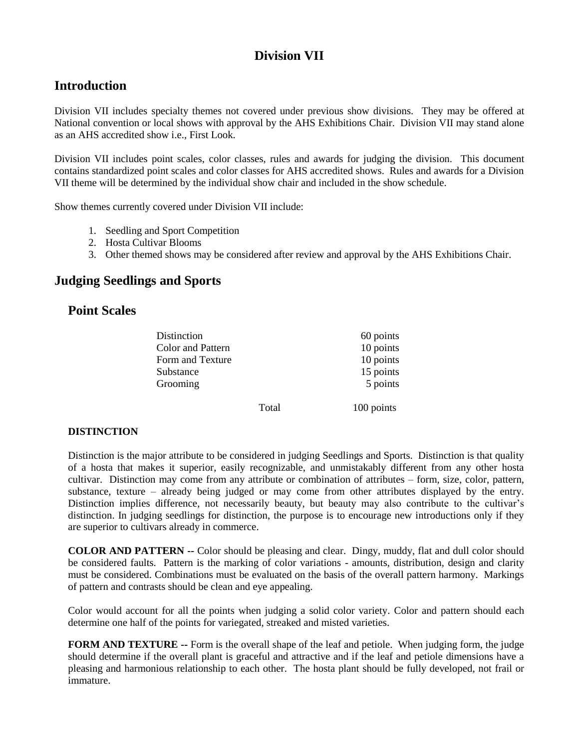# Division VII

## Introduction

Division VII includes specialty themes not covered under previous show divisions. They may be offered at National convention or local shows with approval by the AHS Exhibitions Chair. Division VII may stand alone as an AHS accredited show i.e., First Look.

Division VII includes point scales, color classes, rules and awards for judging the division. This document contains standardized point scales and color classes for AHS accredited shows. Rules and awards for a Division VII theme will be determined by the individual show chair and included in the show schedule.

Show themes currently covered under Division VII include:

1. Seedling and Sport Competition
2. Hosta Cultivar Blooms
3. Other themed shows may be considered after review and approval by the AHS Exhibitions Chair.

## Judging Seedlings and Sports

### Point Scales

| | | |
|---|---|---|
| Distinction | | 60 points |
| Color and Pattern | | 10 points |
| Form and Texture | | 10 points |
| Substance | | 15 points |
| Grooming | | 5 points |
| | Total | 100 points |

**DISTINCTION**

Distinction is the major attribute to be considered in judging Seedlings and Sports. Distinction is that quality of a hosta that makes it superior, easily recognizable, and unmistakably different from any other hosta cultivar. Distinction may come from any attribute or combination of attributes – form, size, color, pattern, substance, texture – already being judged or may come from other attributes displayed by the entry. Distinction implies difference, not necessarily beauty, but beauty may also contribute to the cultivar's distinction. In judging seedlings for distinction, the purpose is to encourage new introductions only if they are superior to cultivars already in commerce.

**COLOR AND PATTERN --** Color should be pleasing and clear. Dingy, muddy, flat and dull color should be considered faults. Pattern is the marking of color variations - amounts, distribution, design and clarity must be considered. Combinations must be evaluated on the basis of the overall pattern harmony. Markings of pattern and contrasts should be clean and eye appealing.

Color would account for all the points when judging a solid color variety. Color and pattern should each determine one half of the points for variegated, streaked and misted varieties.

**FORM AND TEXTURE --** Form is the overall shape of the leaf and petiole. When judging form, the judge should determine if the overall plant is graceful and attractive and if the leaf and petiole dimensions have a pleasing and harmonious relationship to each other. The hosta plant should be fully developed, not frail or immature.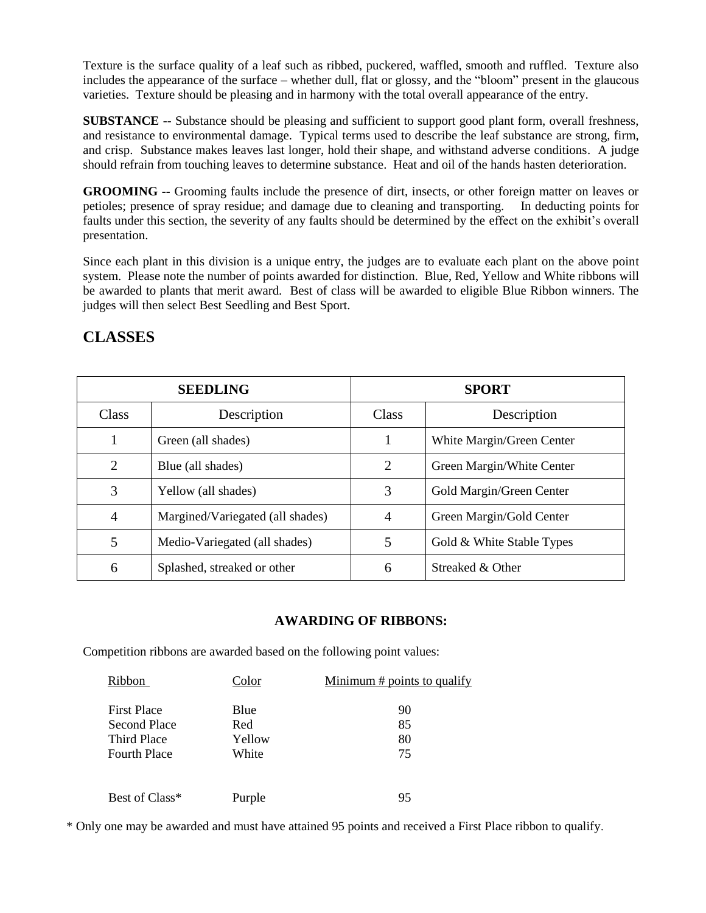Texture is the surface quality of a leaf such as ribbed, puckered, waffled, smooth and ruffled. Texture also includes the appearance of the surface – whether dull, flat or glossy, and the "bloom" present in the glaucous varieties. Texture should be pleasing and in harmony with the total overall appearance of the entry.

**SUBSTANCE --** Substance should be pleasing and sufficient to support good plant form, overall freshness, and resistance to environmental damage. Typical terms used to describe the leaf substance are strong, firm, and crisp. Substance makes leaves last longer, hold their shape, and withstand adverse conditions. A judge should refrain from touching leaves to determine substance. Heat and oil of the hands hasten deterioration.

**GROOMING --** Grooming faults include the presence of dirt, insects, or other foreign matter on leaves or petioles; presence of spray residue; and damage due to cleaning and transporting. In deducting points for faults under this section, the severity of any faults should be determined by the effect on the exhibit's overall presentation.

Since each plant in this division is a unique entry, the judges are to evaluate each plant on the above point system. Please note the number of points awarded for distinction. Blue, Red, Yellow and White ribbons will be awarded to plants that merit award. Best of class will be awarded to eligible Blue Ribbon winners. The judges will then select Best Seedling and Best Sport.

## CLASSES

| SEEDLING | | SPORT | |
|---|---|---|---|
| Class | Description | Class | Description |
| 1 | Green (all shades) | 1 | White Margin/Green Center |
| 2 | Blue (all shades) | 2 | Green Margin/White Center |
| 3 | Yellow (all shades) | 3 | Gold Margin/Green Center |
| 4 | Margined/Variegated (all shades) | 4 | Green Margin/Gold Center |
| 5 | Medio-Variegated (all shades) | 5 | Gold & White Stable Types |
| 6 | Splashed, streaked or other | 6 | Streaked & Other |

### AWARDING OF RIBBONS:

Competition ribbons are awarded based on the following point values:

| Ribbon | Color | Minimum # points to qualify |
|---|---|---|
| First Place | Blue | 90 |
| Second Place | Red | 85 |
| Third Place | Yellow | 80 |
| Fourth Place | White | 75 |
| | | |
| Best of Class* | Purple | 95 |

\* Only one may be awarded and must have attained 95 points and received a First Place ribbon to qualify.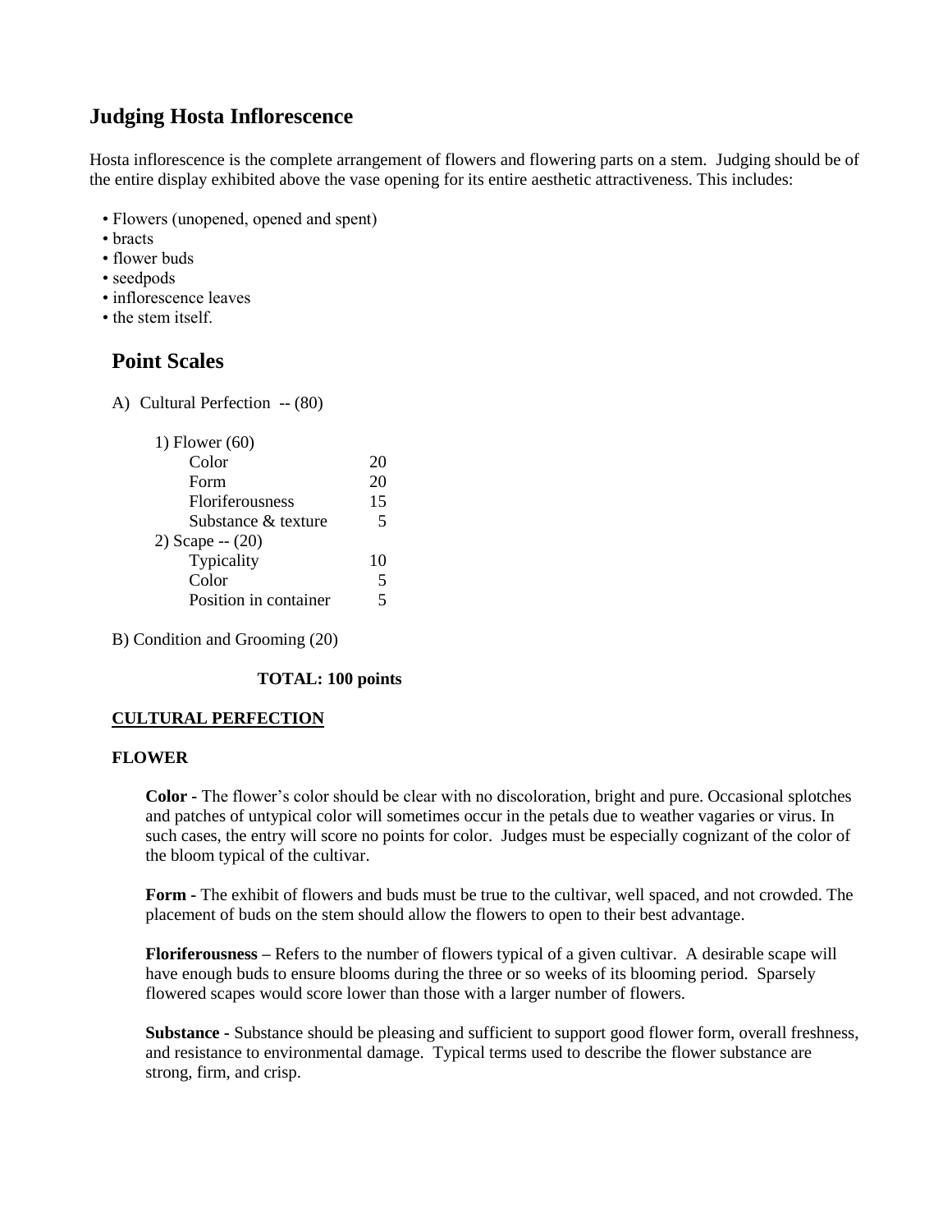## Judging Hosta Inflorescence

Hosta inflorescence is the complete arrangement of flowers and flowering parts on a stem. Judging should be of the entire display exhibited above the vase opening for its entire aesthetic attractiveness. This includes:

- Flowers (unopened, opened and spent)
- bracts
- flower buds
- seedpods
- inflorescence leaves
- the stem itself.

### Point Scales

A) Cultural Perfection -- (80)

| | |
|---|---|
| 1) Flower (60) | |
| Color | 20 |
| Form | 20 |
| Floriferousness | 15 |
| Substance & texture | 5 |
| 2) Scape -- (20) | |
| Typicality | 10 |
| Color | 5 |
| Position in container | 5 |

B) Condition and Grooming (20)

**TOTAL: 100 points**

**CULTURAL PERFECTION**

**FLOWER**

**Color -** The flower's color should be clear with no discoloration, bright and pure. Occasional splotches and patches of untypical color will sometimes occur in the petals due to weather vagaries or virus. In such cases, the entry will score no points for color. Judges must be especially cognizant of the color of the bloom typical of the cultivar.

**Form -** The exhibit of flowers and buds must be true to the cultivar, well spaced, and not crowded. The placement of buds on the stem should allow the flowers to open to their best advantage.

**Floriferousness –** Refers to the number of flowers typical of a given cultivar. A desirable scape will have enough buds to ensure blooms during the three or so weeks of its blooming period. Sparsely flowered scapes would score lower than those with a larger number of flowers.

**Substance -** Substance should be pleasing and sufficient to support good flower form, overall freshness, and resistance to environmental damage. Typical terms used to describe the flower substance are strong, firm, and crisp.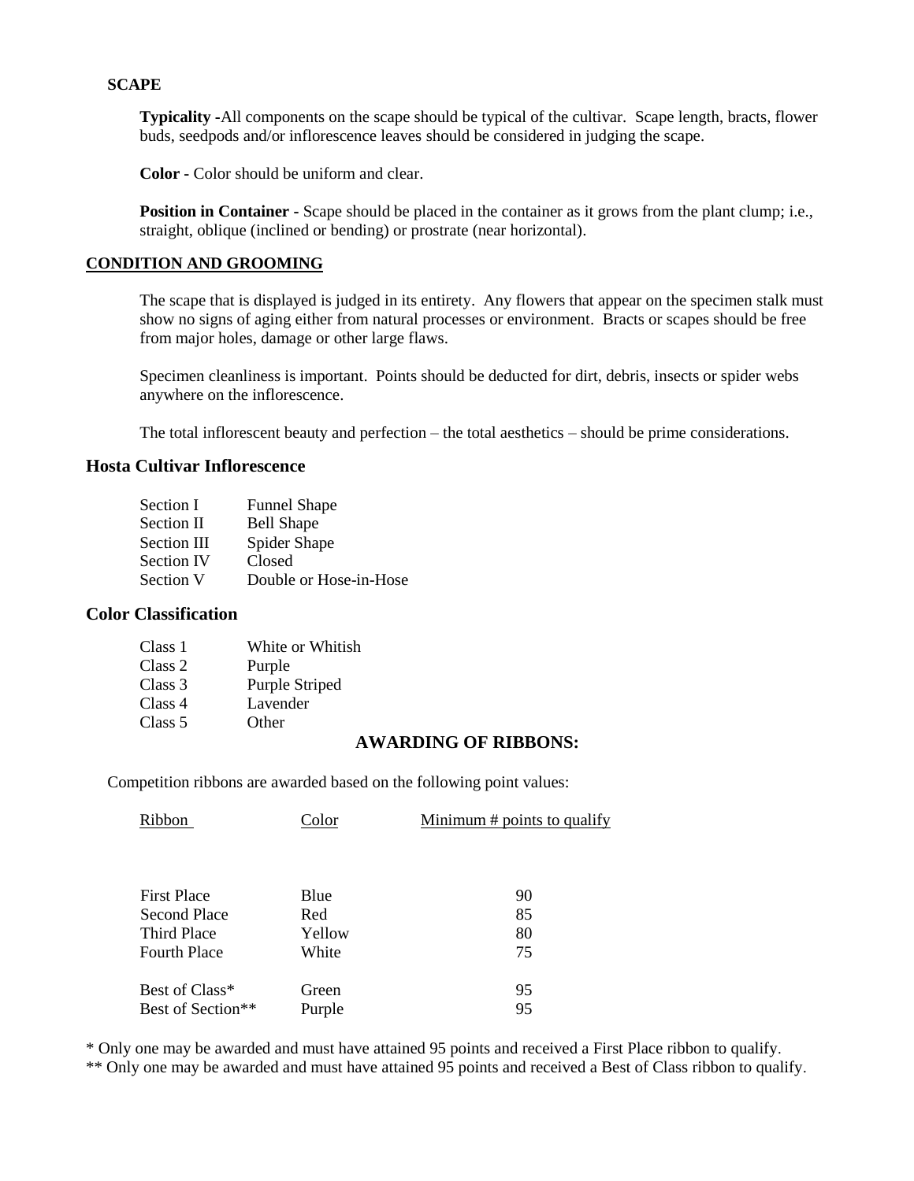**SCAPE**

**Typicality -**All components on the scape should be typical of the cultivar. Scape length, bracts, flower buds, seedpods and/or inflorescence leaves should be considered in judging the scape.

**Color -** Color should be uniform and clear.

**Position in Container -** Scape should be placed in the container as it grows from the plant clump; i.e., straight, oblique (inclined or bending) or prostrate (near horizontal).

**CONDITION AND GROOMING**

The scape that is displayed is judged in its entirety. Any flowers that appear on the specimen stalk must show no signs of aging either from natural processes or environment. Bracts or scapes should be free from major holes, damage or other large flaws.

Specimen cleanliness is important. Points should be deducted for dirt, debris, insects or spider webs anywhere on the inflorescence.

The total inflorescent beauty and perfection – the total aesthetics – should be prime considerations.

## Hosta Cultivar Inflorescence

| | |
|---|---|
| Section I | Funnel Shape |
| Section II | Bell Shape |
| Section III | Spider Shape |
| Section IV | Closed |
| Section V | Double or Hose-in-Hose |

## Color Classification

| | |
|---|---|
| Class 1 | White or Whitish |
| Class 2 | Purple |
| Class 3 | Purple Striped |
| Class 4 | Lavender |
| Class 5 | Other |

## AWARDING OF RIBBONS:

Competition ribbons are awarded based on the following point values:

| Ribbon | Color | Minimum # points to qualify |
|---|---|---|
| First Place | Blue | 90 |
| Second Place | Red | 85 |
| Third Place | Yellow | 80 |
| Fourth Place | White | 75 |
| Best of Class* | Green | 95 |
| Best of Section** | Purple | 95 |

* Only one may be awarded and must have attained 95 points and received a First Place ribbon to qualify.

** Only one may be awarded and must have attained 95 points and received a Best of Class ribbon to qualify.